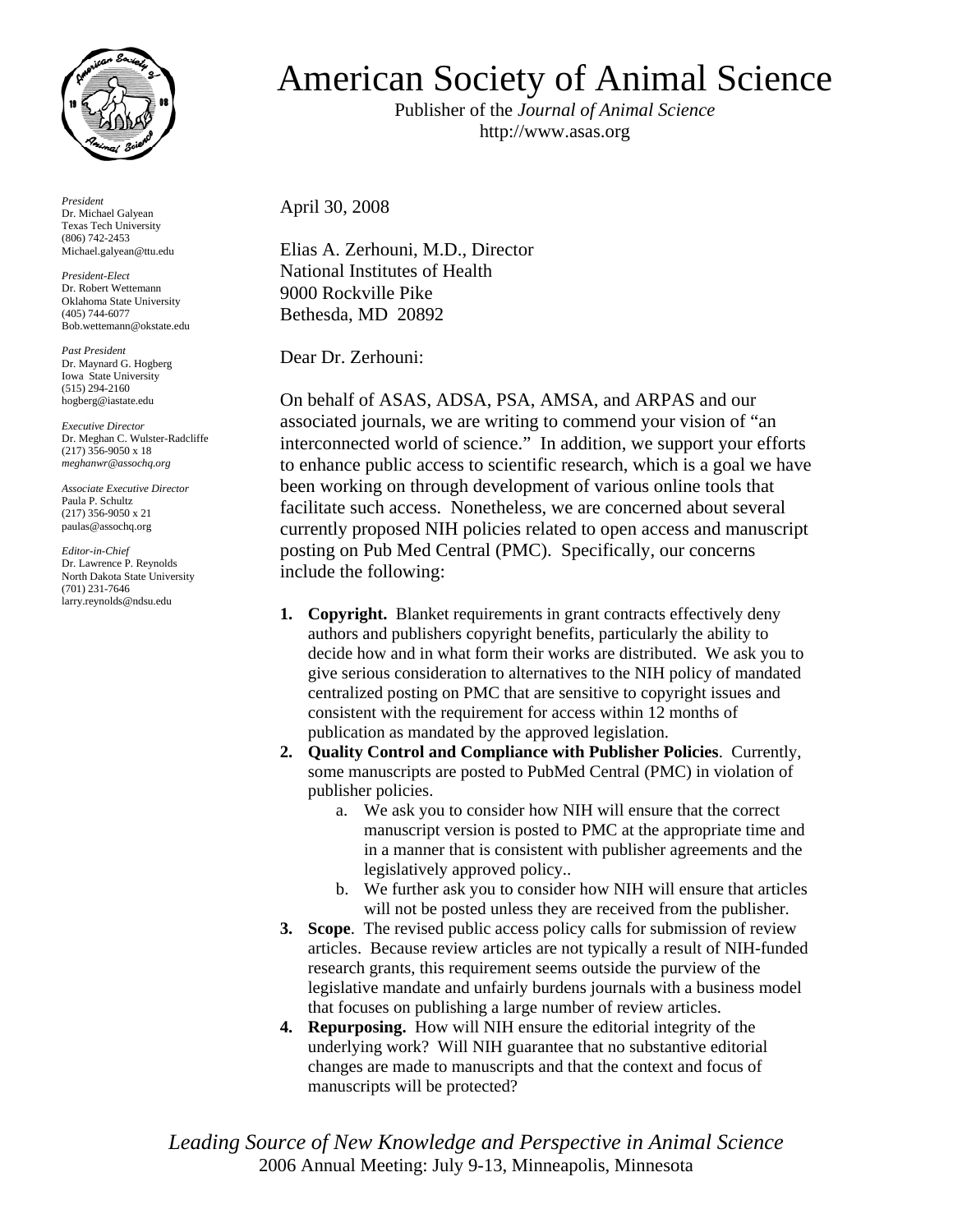# American Society of Animal Science

Publisher of the *Journal of Animal Science*
http://www.asas.org

*President*
Dr. Michael Galyean
Texas Tech University
(806) 742-2453
Michael.galyean@ttu.edu

*President-Elect*
Dr. Robert Wettemann
Oklahoma State University
(405) 744-6077
Bob.wettemann@okstate.edu

*Past President*
Dr. Maynard G. Hogberg
Iowa State University
(515) 294-2160
hogberg@iastate.edu

*Executive Director*
Dr. Meghan C. Wulster-Radcliffe
(217) 356-9050 x 18
*meghanwr@assochq.org*

*Associate Executive Director*
Paula P. Schultz
(217) 356-9050 x 21
paulas@assochq.org

*Editor-in-Chief*
Dr. Lawrence P. Reynolds
North Dakota State University
(701) 231-7646
larry.reynolds@ndsu.edu

April 30, 2008

Elias A. Zerhouni, M.D., Director
National Institutes of Health
9000 Rockville Pike
Bethesda, MD 20892

Dear Dr. Zerhouni:

On behalf of ASAS, ADSA, PSA, AMSA, and ARPAS and our associated journals, we are writing to commend your vision of "an interconnected world of science." In addition, we support your efforts to enhance public access to scientific research, which is a goal we have been working on through development of various online tools that facilitate such access. Nonetheless, we are concerned about several currently proposed NIH policies related to open access and manuscript posting on Pub Med Central (PMC). Specifically, our concerns include the following:

1. **Copyright.** Blanket requirements in grant contracts effectively deny authors and publishers copyright benefits, particularly the ability to decide how and in what form their works are distributed. We ask you to give serious consideration to alternatives to the NIH policy of mandated centralized posting on PMC that are sensitive to copyright issues and consistent with the requirement for access within 12 months of publication as mandated by the approved legislation.
2. **Quality Control and Compliance with Publisher Policies**. Currently, some manuscripts are posted to PubMed Central (PMC) in violation of publisher policies.
   a. We ask you to consider how NIH will ensure that the correct manuscript version is posted to PMC at the appropriate time and in a manner that is consistent with publisher agreements and the legislatively approved policy..
   b. We further ask you to consider how NIH will ensure that articles will not be posted unless they are received from the publisher.
3. **Scope**. The revised public access policy calls for submission of review articles. Because review articles are not typically a result of NIH-funded research grants, this requirement seems outside the purview of the legislative mandate and unfairly burdens journals with a business model that focuses on publishing a large number of review articles.
4. **Repurposing.** How will NIH ensure the editorial integrity of the underlying work? Will NIH guarantee that no substantive editorial changes are made to manuscripts and that the context and focus of manuscripts will be protected?

*Leading Source of New Knowledge and Perspective in Animal Science*
2006 Annual Meeting: July 9-13, Minneapolis, Minnesota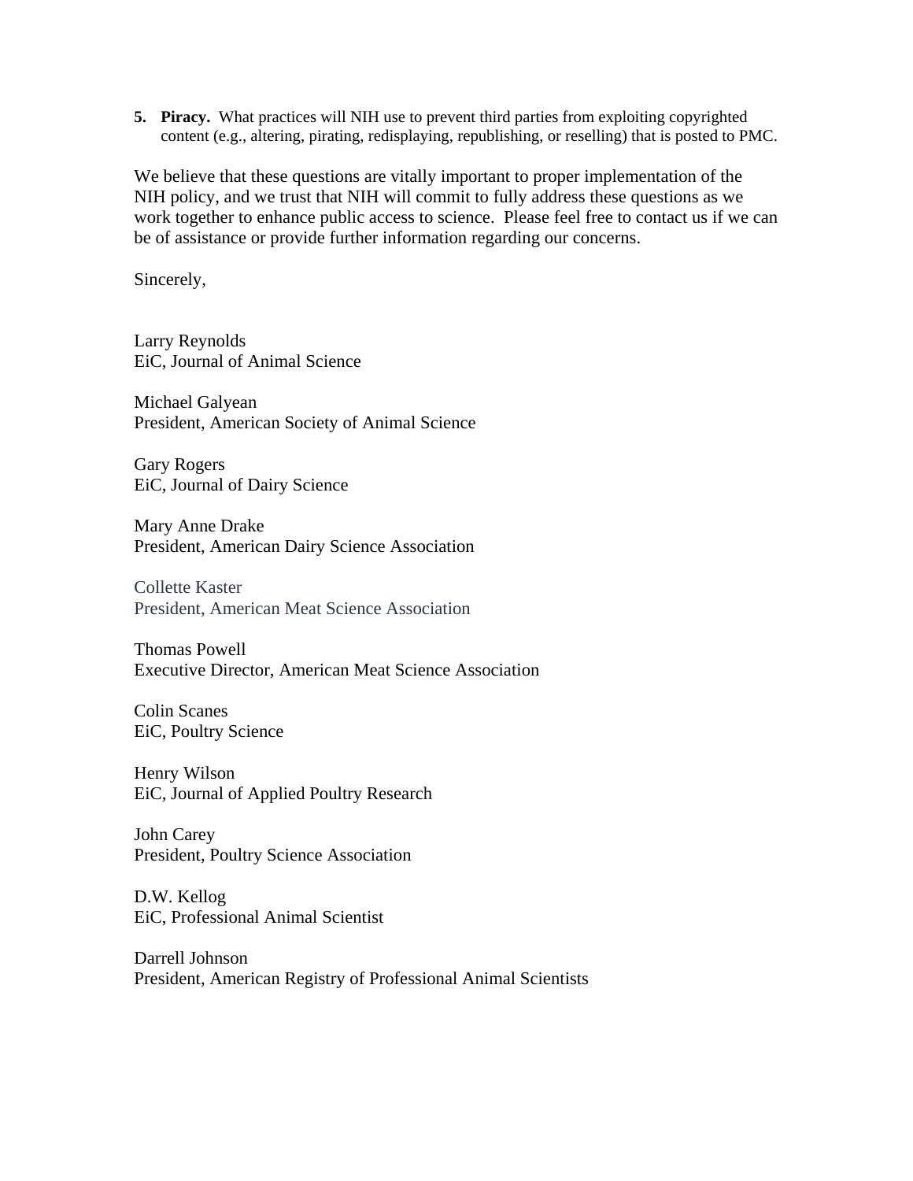5. **Piracy.** What practices will NIH use to prevent third parties from exploiting copyrighted content (e.g., altering, pirating, redisplaying, republishing, or reselling) that is posted to PMC.

We believe that these questions are vitally important to proper implementation of the NIH policy, and we trust that NIH will commit to fully address these questions as we work together to enhance public access to science. Please feel free to contact us if we can be of assistance or provide further information regarding our concerns.

Sincerely,

Larry Reynolds
EiC, Journal of Animal Science

Michael Galyean
President, American Society of Animal Science

Gary Rogers
EiC, Journal of Dairy Science

Mary Anne Drake
President, American Dairy Science Association

Collette Kaster
President, American Meat Science Association

Thomas Powell
Executive Director, American Meat Science Association

Colin Scanes
EiC, Poultry Science

Henry Wilson
EiC, Journal of Applied Poultry Research

John Carey
President, Poultry Science Association

D.W. Kellog
EiC, Professional Animal Scientist

Darrell Johnson
President, American Registry of Professional Animal Scientists